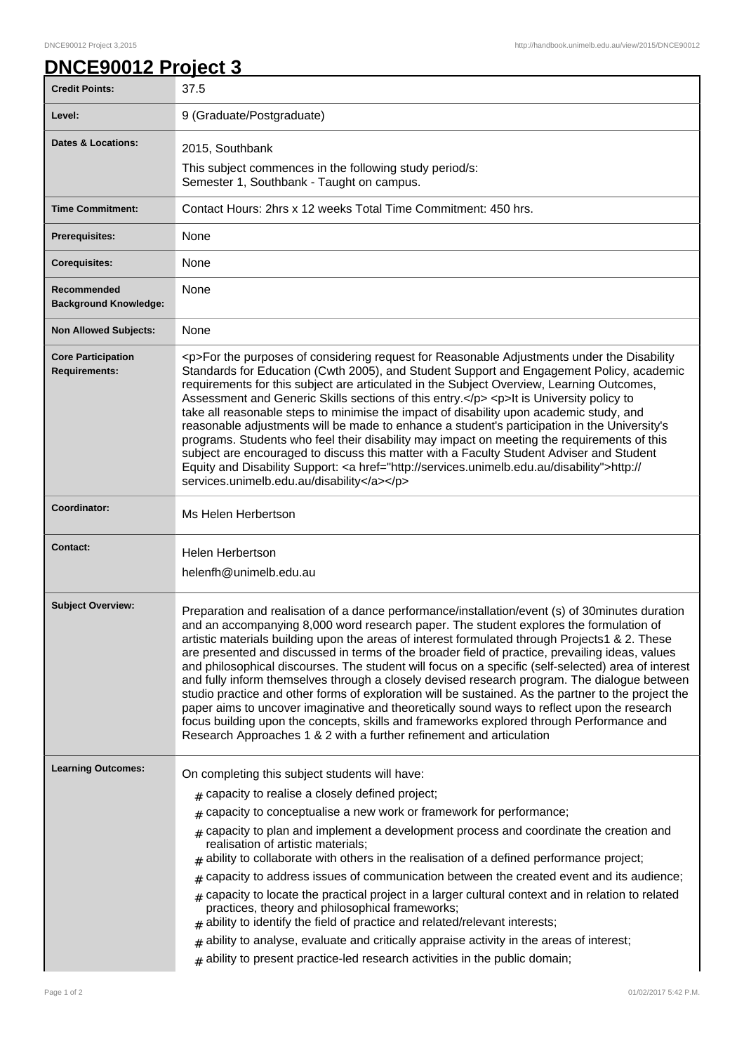# DNCE90012 Project 3

| | |
|---|---|
| **Credit Points:** | 37.5 |
| **Level:** | 9 (Graduate/Postgraduate) |
| **Dates & Locations:** | 2015, Southbank<br>This subject commences in the following study period/s:<br>Semester 1, Southbank - Taught on campus. |
| **Time Commitment:** | Contact Hours: 2hrs x 12 weeks Total Time Commitment: 450 hrs. |
| **Prerequisites:** | None |
| **Corequisites:** | None |
| **Recommended Background Knowledge:** | None |
| **Non Allowed Subjects:** | None |
| **Core Participation Requirements:** | <p>For the purposes of considering request for Reasonable Adjustments under the Disability Standards for Education (Cwth 2005), and Student Support and Engagement Policy, academic requirements for this subject are articulated in the Subject Overview, Learning Outcomes, Assessment and Generic Skills sections of this entry.</p> <p>It is University policy to take all reasonable steps to minimise the impact of disability upon academic study, and reasonable adjustments will be made to enhance a student's participation in the University's programs. Students who feel their disability may impact on meeting the requirements of this subject are encouraged to discuss this matter with a Faculty Student Adviser and Student Equity and Disability Support: <a href="http://services.unimelb.edu.au/disability">http://services.unimelb.edu.au/disability</a></p> |
| **Coordinator:** | Ms Helen Herbertson |
| **Contact:** | Helen Herbertson<br>helenfh@unimelb.edu.au |
| **Subject Overview:** | Preparation and realisation of a dance performance/installation/event (s) of 30minutes duration and an accompanying 8,000 word research paper. The student explores the formulation of artistic materials building upon the areas of interest formulated through Projects1 & 2. These are presented and discussed in terms of the broader field of practice, prevailing ideas, values and philosophical discourses. The student will focus on a specific (self-selected) area of interest and fully inform themselves through a closely devised research program. The dialogue between studio practice and other forms of exploration will be sustained. As the partner to the project the paper aims to uncover imaginative and theoretically sound ways to reflect upon the research focus building upon the concepts, skills and frameworks explored through Performance and Research Approaches 1 & 2 with a further refinement and articulation |
| **Learning Outcomes:** | On completing this subject students will have:<br># capacity to realise a closely defined project;<br># capacity to conceptualise a new work or framework for performance;<br># capacity to plan and implement a development process and coordinate the creation and realisation of artistic materials;<br># ability to collaborate with others in the realisation of a defined performance project;<br># capacity to address issues of communication between the created event and its audience;<br># capacity to locate the practical project in a larger cultural context and in relation to related practices, theory and philosophical frameworks;<br># ability to identify the field of practice and related/relevant interests;<br># ability to analyse, evaluate and critically appraise activity in the areas of interest;<br># ability to present practice-led research activities in the public domain; |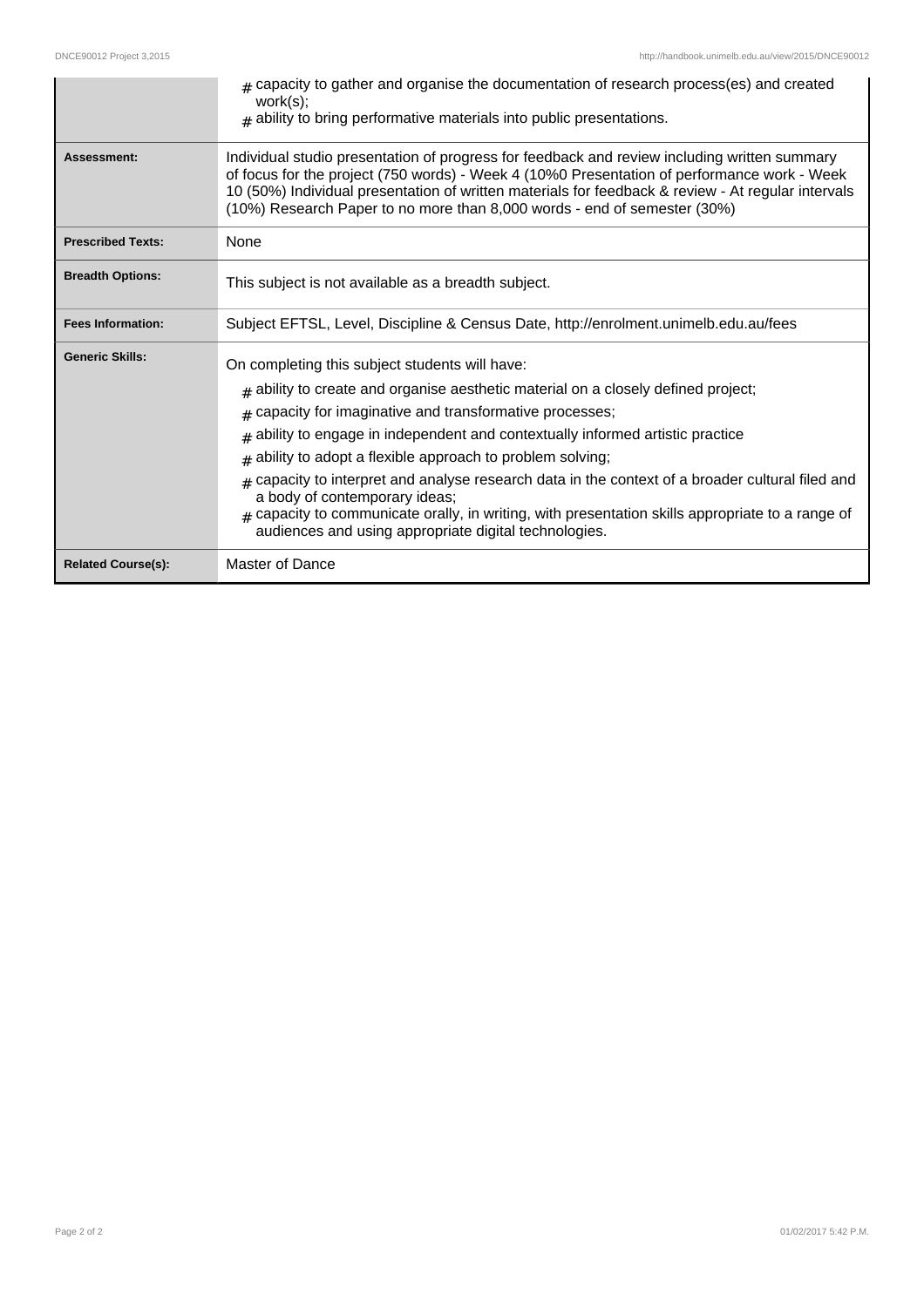| | |
|---|---|
| | # capacity to gather and organise the documentation of research process(es) and created work(s);<br># ability to bring performative materials into public presentations. |
| **Assessment:** | Individual studio presentation of progress for feedback and review including written summary of focus for the project (750 words) - Week 4 (10%0 Presentation of performance work - Week 10 (50%) Individual presentation of written materials for feedback & review - At regular intervals (10%) Research Paper to no more than 8,000 words - end of semester (30%) |
| **Prescribed Texts:** | None |
| **Breadth Options:** | This subject is not available as a breadth subject. |
| **Fees Information:** | Subject EFTSL, Level, Discipline & Census Date, http://enrolment.unimelb.edu.au/fees |
| **Generic Skills:** | On completing this subject students will have:<br># ability to create and organise aesthetic material on a closely defined project;<br># capacity for imaginative and transformative processes;<br># ability to engage in independent and contextually informed artistic practice<br># ability to adopt a flexible approach to problem solving;<br># capacity to interpret and analyse research data in the context of a broader cultural filed and a body of contemporary ideas;<br># capacity to communicate orally, in writing, with presentation skills appropriate to a range of audiences and using appropriate digital technologies. |
| **Related Course(s):** | Master of Dance |